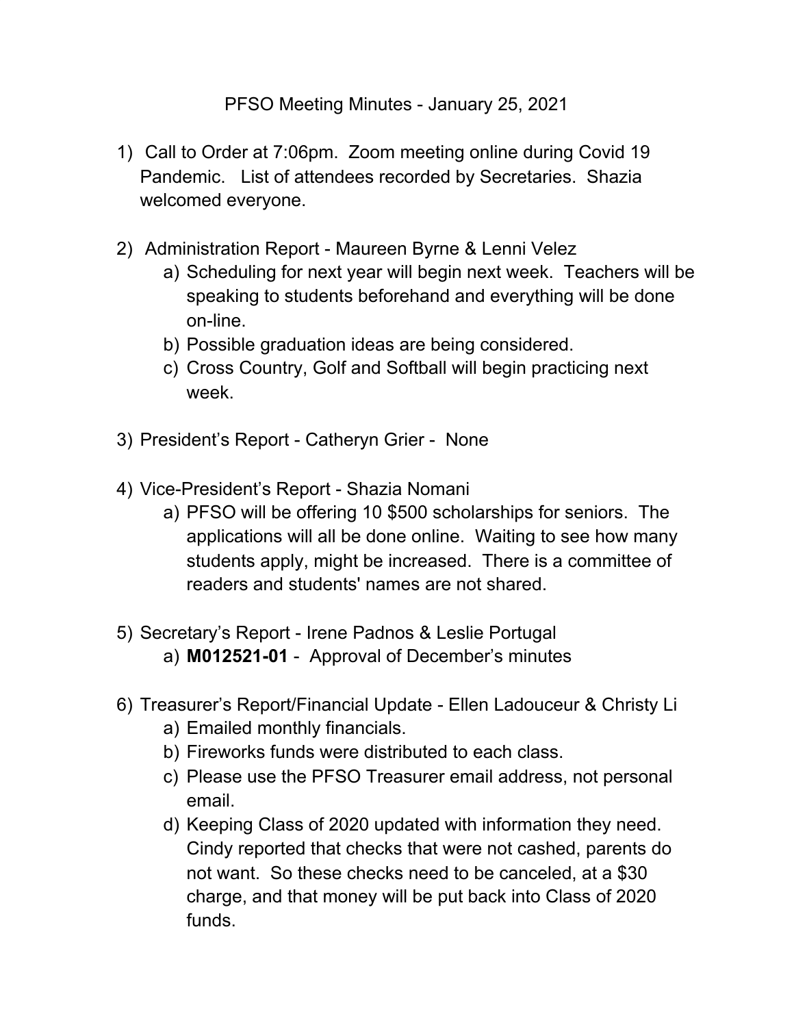# PFSO Meeting Minutes - January 25, 2021

1) Call to Order at 7:06pm. Zoom meeting online during Covid 19 Pandemic. List of attendees recorded by Secretaries. Shazia welcomed everyone.

2) Administration Report - Maureen Byrne & Lenni Velez
   a) Scheduling for next year will begin next week. Teachers will be speaking to students beforehand and everything will be done on-line.
   b) Possible graduation ideas are being considered.
   c) Cross Country, Golf and Softball will begin practicing next week.

3) President's Report - Catheryn Grier - None

4) Vice-President's Report - Shazia Nomani
   a) PFSO will be offering 10 $500 scholarships for seniors. The applications will all be done online. Waiting to see how many students apply, might be increased. There is a committee of readers and students' names are not shared.

5) Secretary's Report - Irene Padnos & Leslie Portugal
   a) **M012521-01** - Approval of December's minutes

6) Treasurer's Report/Financial Update - Ellen Ladouceur & Christy Li
   a) Emailed monthly financials.
   b) Fireworks funds were distributed to each class.
   c) Please use the PFSO Treasurer email address, not personal email.
   d) Keeping Class of 2020 updated with information they need. Cindy reported that checks that were not cashed, parents do not want. So these checks need to be canceled, at a $30 charge, and that money will be put back into Class of 2020 funds.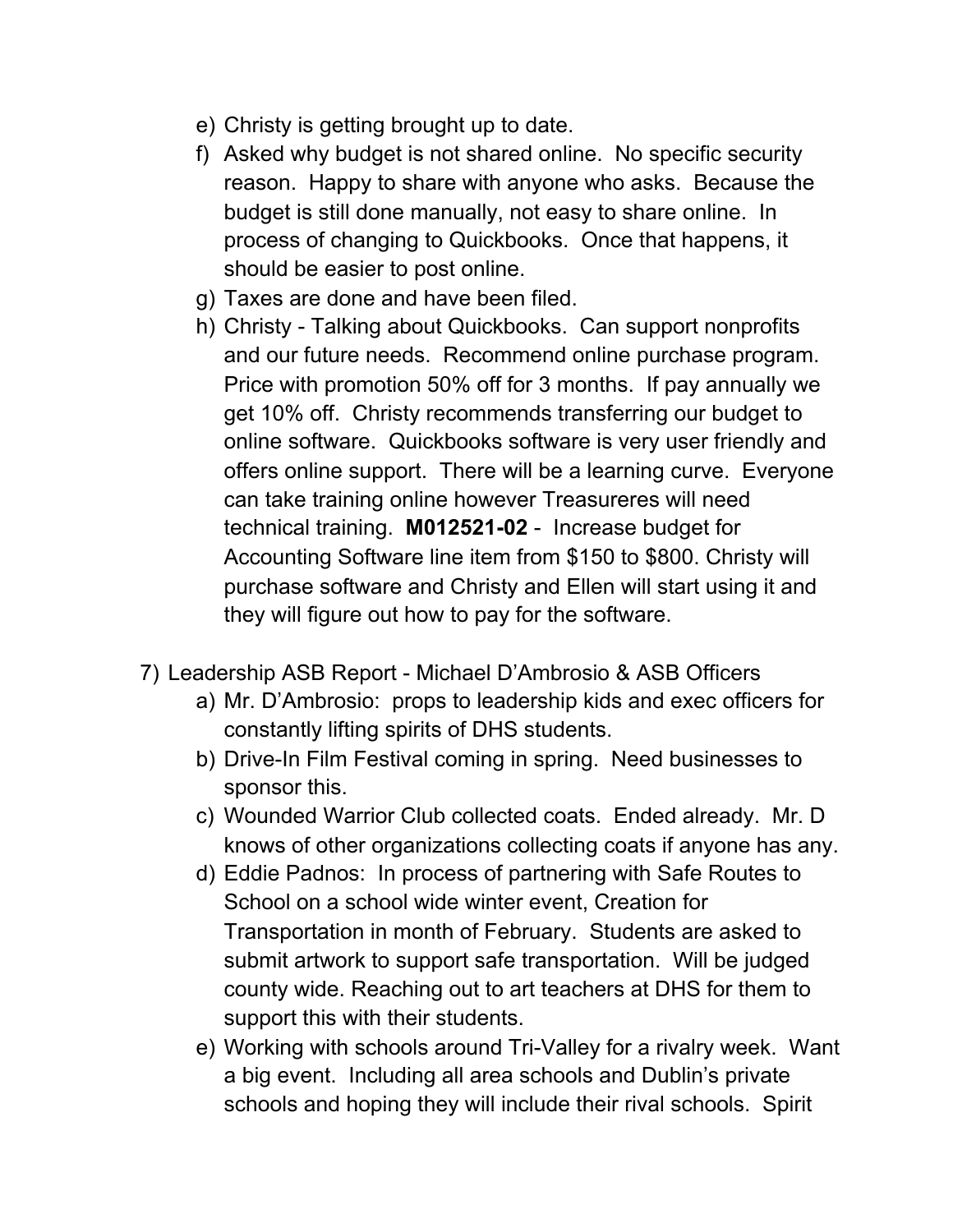e) Christy is getting brought up to date.
f) Asked why budget is not shared online. No specific security reason. Happy to share with anyone who asks. Because the budget is still done manually, not easy to share online. In process of changing to Quickbooks. Once that happens, it should be easier to post online.
g) Taxes are done and have been filed.
h) Christy - Talking about Quickbooks. Can support nonprofits and our future needs. Recommend online purchase program. Price with promotion 50% off for 3 months. If pay annually we get 10% off. Christy recommends transferring our budget to online software. Quickbooks software is very user friendly and offers online support. There will be a learning curve. Everyone can take training online however Treasureres will need technical training. **M012521-02** - Increase budget for Accounting Software line item from $150 to $800. Christy will purchase software and Christy and Ellen will start using it and they will figure out how to pay for the software.

7) Leadership ASB Report - Michael D'Ambrosio & ASB Officers
   a) Mr. D'Ambrosio: props to leadership kids and exec officers for constantly lifting spirits of DHS students.
   b) Drive-In Film Festival coming in spring. Need businesses to sponsor this.
   c) Wounded Warrior Club collected coats. Ended already. Mr. D knows of other organizations collecting coats if anyone has any.
   d) Eddie Padnos: In process of partnering with Safe Routes to School on a school wide winter event, Creation for Transportation in month of February. Students are asked to submit artwork to support safe transportation. Will be judged county wide. Reaching out to art teachers at DHS for them to support this with their students.
   e) Working with schools around Tri-Valley for a rivalry week. Want a big event. Including all area schools and Dublin's private schools and hoping they will include their rival schools. Spirit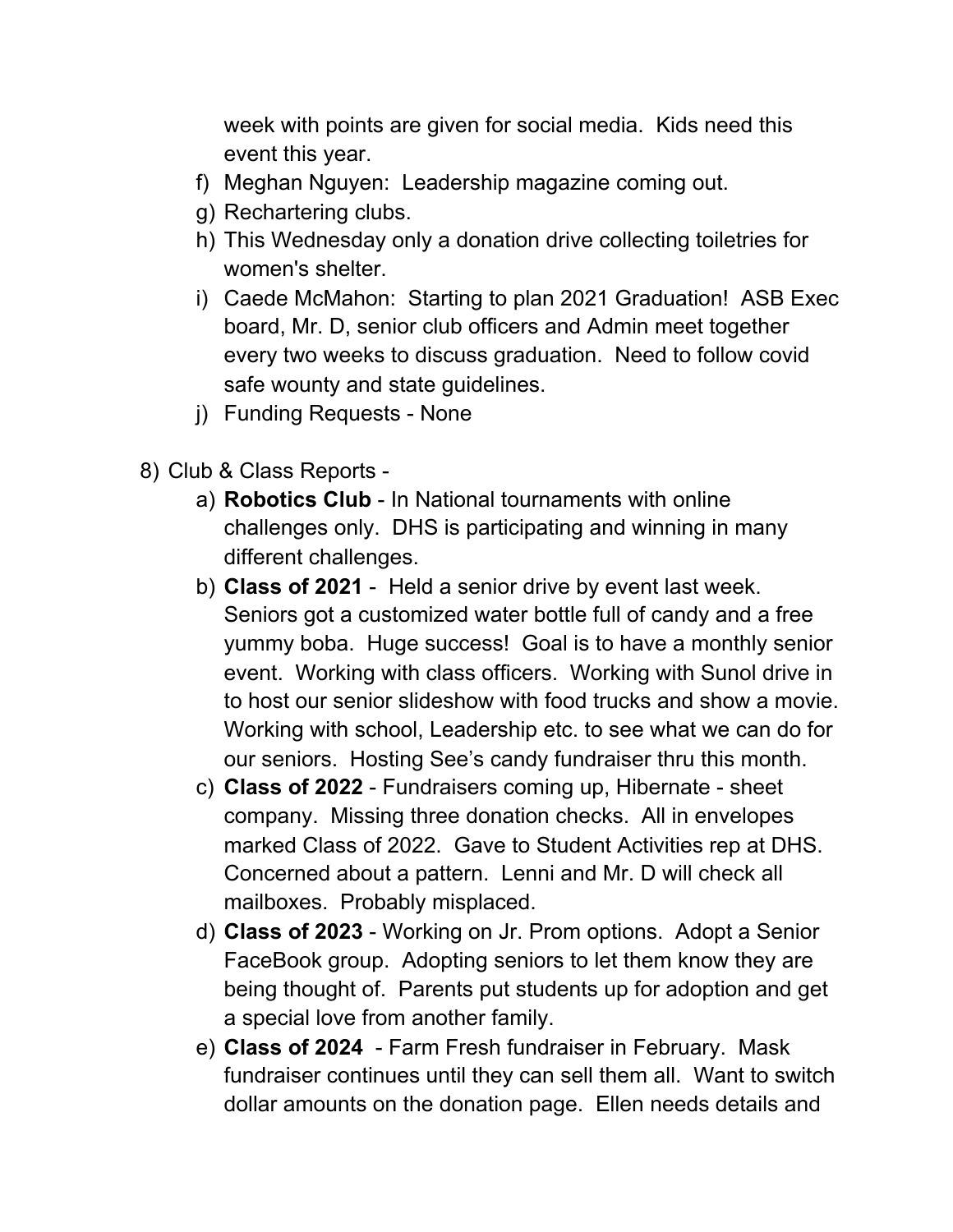week with points are given for social media.  Kids need this event this year.

f) Meghan Nguyen:  Leadership magazine coming out.
g) Rechartering clubs.
h) This Wednesday only a donation drive collecting toiletries for women's shelter.
i) Caede McMahon:  Starting to plan 2021 Graduation!  ASB Exec board, Mr. D, senior club officers and Admin meet together every two weeks to discuss graduation.  Need to follow covid safe wounty and state guidelines.
j) Funding Requests - None

8) Club & Class Reports -
   a) **Robotics Club** - In National tournaments with online challenges only.  DHS is participating and winning in many different challenges.
   b) **Class of 2021** -  Held a senior drive by event last week.  Seniors got a customized water bottle full of candy and a free yummy boba.  Huge success!  Goal is to have a monthly senior event.  Working with class officers.  Working with Sunol drive in to host our senior slideshow with food trucks and show a movie.  Working with school, Leadership etc. to see what we can do for our seniors.  Hosting See's candy fundraiser thru this month.
   c) **Class of 2022** - Fundraisers coming up, Hibernate - sheet company.  Missing three donation checks.  All in envelopes marked Class of 2022.  Gave to Student Activities rep at DHS.  Concerned about a pattern.  Lenni and Mr. D will check all mailboxes.  Probably misplaced.
   d) **Class of 2023** - Working on Jr. Prom options.  Adopt a Senior FaceBook group.  Adopting seniors to let them know they are being thought of.  Parents put students up for adoption and get a special love from another family.
   e) **Class of 2024**  - Farm Fresh fundraiser in February.  Mask fundraiser continues until they can sell them all.  Want to switch dollar amounts on the donation page.  Ellen needs details and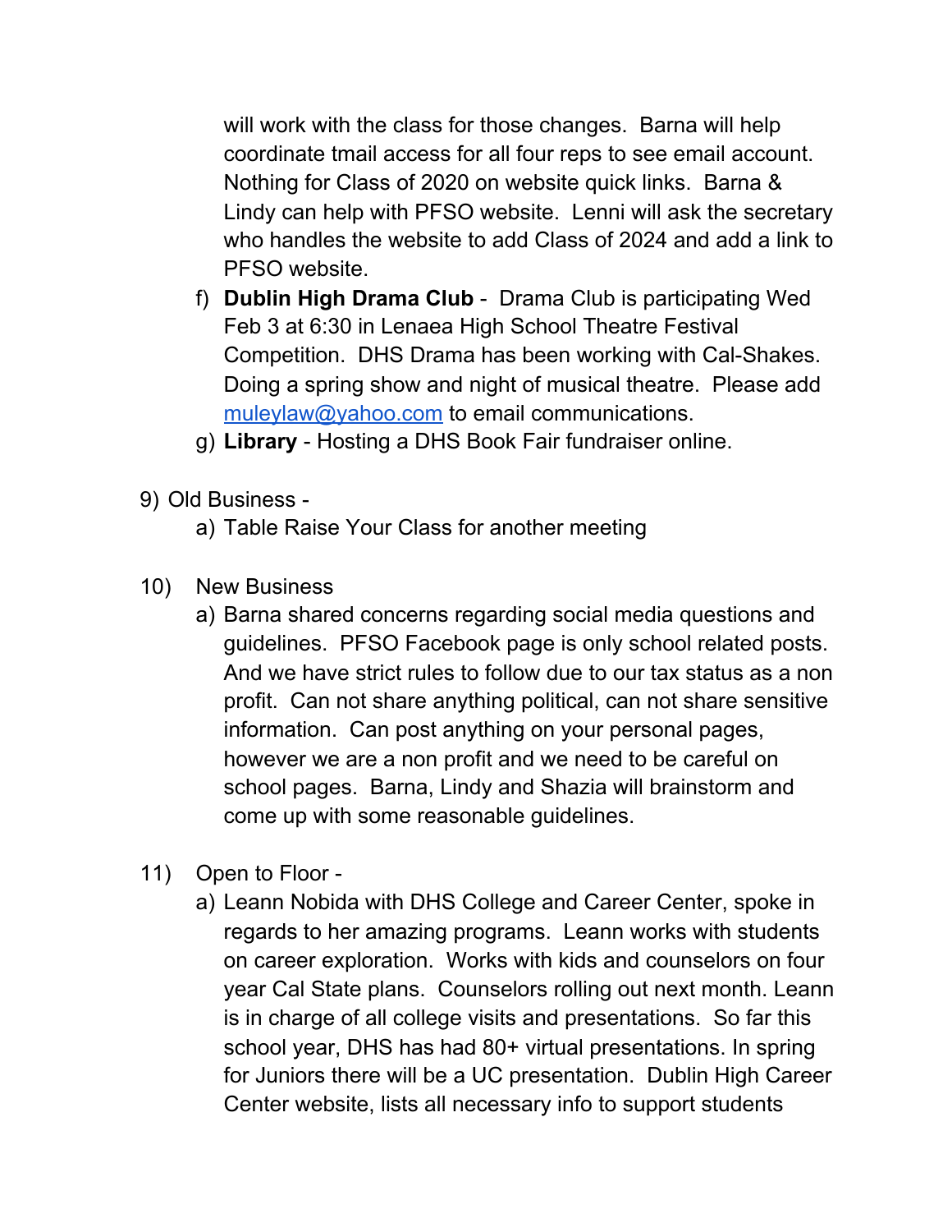will work with the class for those changes. Barna will help coordinate tmail access for all four reps to see email account. Nothing for Class of 2020 on website quick links. Barna & Lindy can help with PFSO website. Lenni will ask the secretary who handles the website to add Class of 2024 and add a link to PFSO website.

f) **Dublin High Drama Club** - Drama Club is participating Wed Feb 3 at 6:30 in Lenaea High School Theatre Festival Competition. DHS Drama has been working with Cal-Shakes. Doing a spring show and night of musical theatre. Please add muleylaw@yahoo.com to email communications.

g) **Library** - Hosting a DHS Book Fair fundraiser online.

9) Old Business -

   a) Table Raise Your Class for another meeting

10) New Business

   a) Barna shared concerns regarding social media questions and guidelines. PFSO Facebook page is only school related posts. And we have strict rules to follow due to our tax status as a non profit. Can not share anything political, can not share sensitive information. Can post anything on your personal pages, however we are a non profit and we need to be careful on school pages. Barna, Lindy and Shazia will brainstorm and come up with some reasonable guidelines.

11) Open to Floor -

   a) Leann Nobida with DHS College and Career Center, spoke in regards to her amazing programs. Leann works with students on career exploration. Works with kids and counselors on four year Cal State plans. Counselors rolling out next month. Leann is in charge of all college visits and presentations. So far this school year, DHS has had 80+ virtual presentations. In spring for Juniors there will be a UC presentation. Dublin High Career Center website, lists all necessary info to support students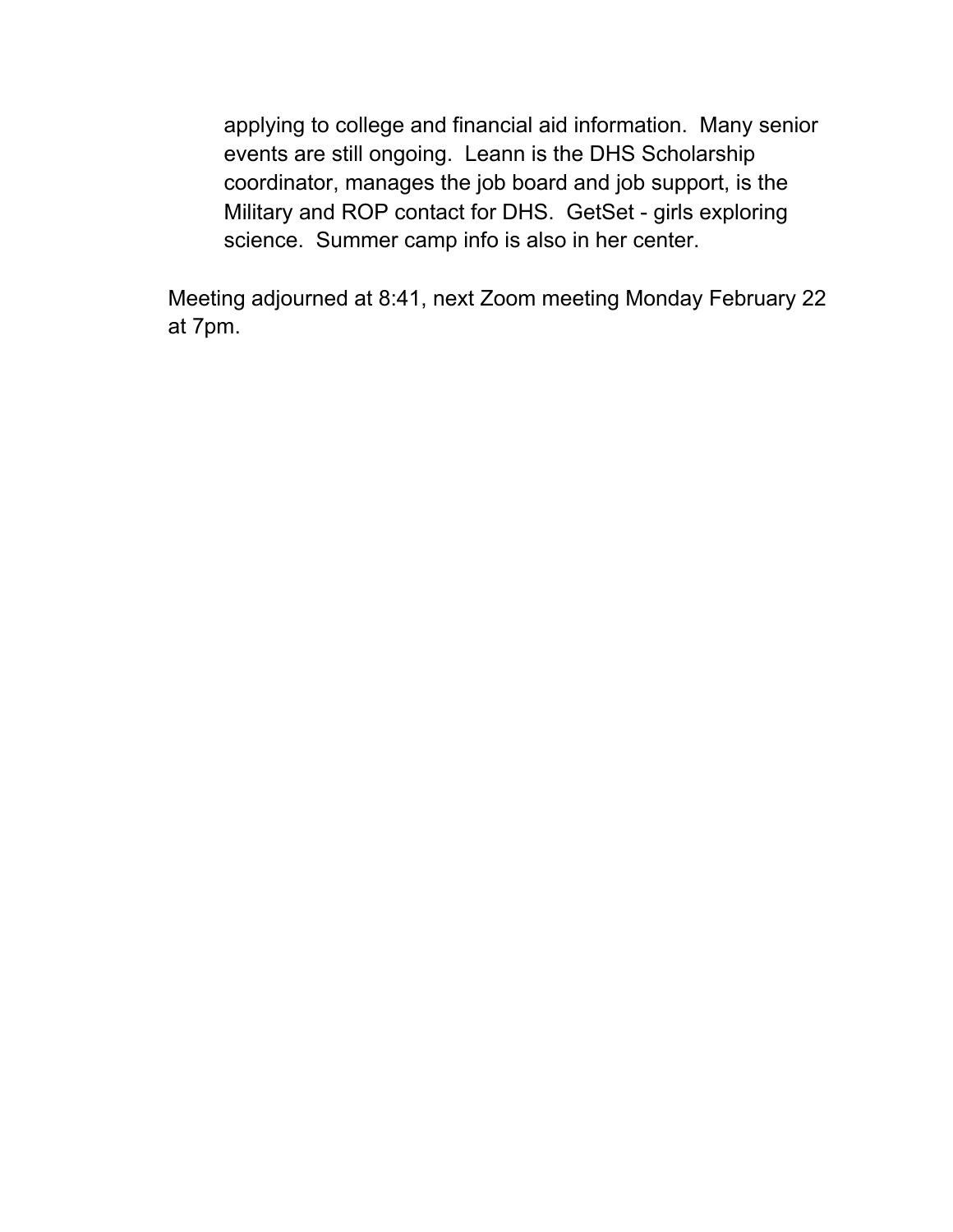applying to college and financial aid information. Many senior events are still ongoing. Leann is the DHS Scholarship coordinator, manages the job board and job support, is the Military and ROP contact for DHS. GetSet - girls exploring science. Summer camp info is also in her center.

Meeting adjourned at 8:41, next Zoom meeting Monday February 22 at 7pm.